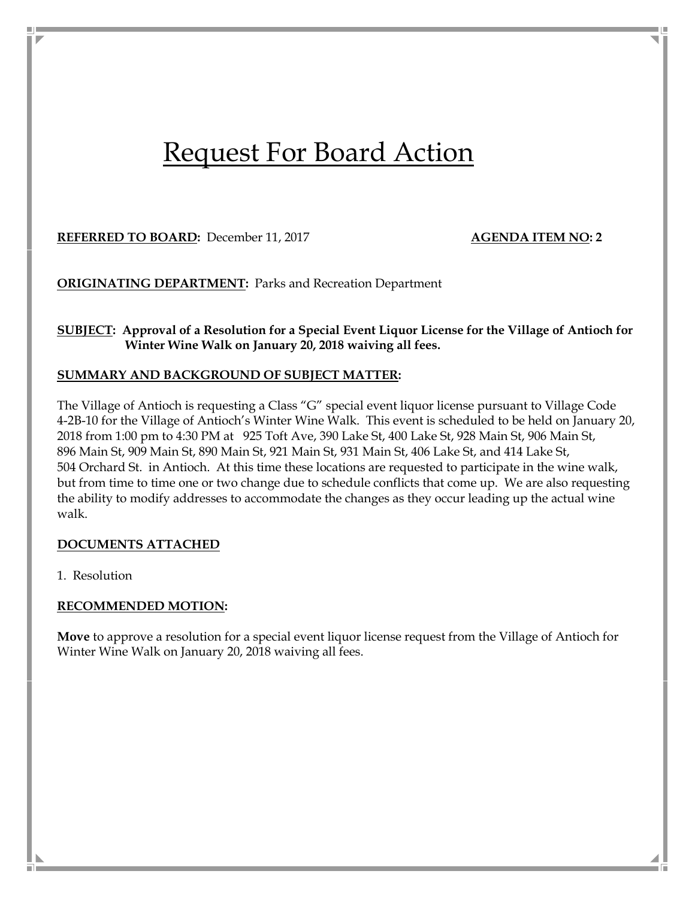# Request For Board Action

**REFERRED TO BOARD:** December 11, 2017 **AGENDA ITEM NO: 2**

**ORIGINATING DEPARTMENT:** Parks and Recreation Department

**SUBJECT: Approval of a Resolution for a Special Event Liquor License for the Village of Antioch for Winter Wine Walk on January 20, 2018 waiving all fees.**

**SUMMARY AND BACKGROUND OF SUBJECT MATTER:**

The Village of Antioch is requesting a Class "G" special event liquor license pursuant to Village Code 4-2B-10 for the Village of Antioch's Winter Wine Walk. This event is scheduled to be held on January 20, 2018 from 1:00 pm to 4:30 PM at 925 Toft Ave, 390 Lake St, 400 Lake St, 928 Main St, 906 Main St, 896 Main St, 909 Main St, 890 Main St, 921 Main St, 931 Main St, 406 Lake St, and 414 Lake St, 504 Orchard St. in Antioch. At this time these locations are requested to participate in the wine walk, but from time to time one or two change due to schedule conflicts that come up. We are also requesting the ability to modify addresses to accommodate the changes as they occur leading up the actual wine walk.

**DOCUMENTS ATTACHED**

1. Resolution

**RECOMMENDED MOTION:**

**Move** to approve a resolution for a special event liquor license request from the Village of Antioch for Winter Wine Walk on January 20, 2018 waiving all fees.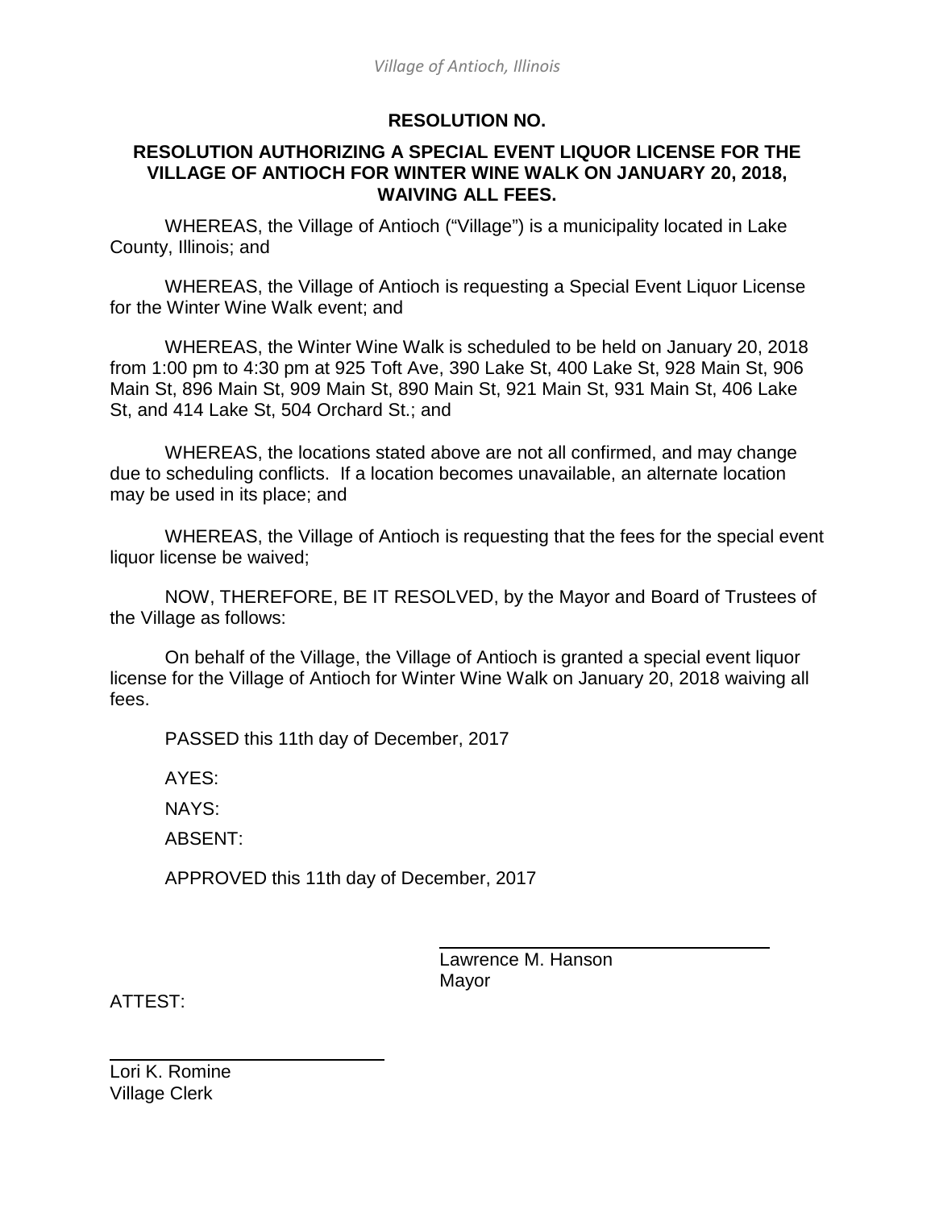**RESOLUTION NO.**

**RESOLUTION AUTHORIZING A SPECIAL EVENT LIQUOR LICENSE FOR THE VILLAGE OF ANTIOCH FOR WINTER WINE WALK ON JANUARY 20, 2018, WAIVING ALL FEES.**

WHEREAS, the Village of Antioch ("Village") is a municipality located in Lake County, Illinois; and

WHEREAS, the Village of Antioch is requesting a Special Event Liquor License for the Winter Wine Walk event; and

WHEREAS, the Winter Wine Walk is scheduled to be held on January 20, 2018 from 1:00 pm to 4:30 pm at 925 Toft Ave, 390 Lake St, 400 Lake St, 928 Main St, 906 Main St, 896 Main St, 909 Main St, 890 Main St, 921 Main St, 931 Main St, 406 Lake St, and 414 Lake St, 504 Orchard St.; and

WHEREAS, the locations stated above are not all confirmed, and may change due to scheduling conflicts. If a location becomes unavailable, an alternate location may be used in its place; and

WHEREAS, the Village of Antioch is requesting that the fees for the special event liquor license be waived;

NOW, THEREFORE, BE IT RESOLVED, by the Mayor and Board of Trustees of the Village as follows:

On behalf of the Village, the Village of Antioch is granted a special event liquor license for the Village of Antioch for Winter Wine Walk on January 20, 2018 waiving all fees.

PASSED this 11th day of December, 2017

AYES:

NAYS:

ABSENT:

APPROVED this 11th day of December, 2017

\_\_\_\_\_\_\_\_\_\_\_\_\_\_\_\_\_\_\_\_\_\_\_\_\_\_\_\_\_\_
Lawrence M. Hanson
Mayor

ATTEST:

\_\_\_\_\_\_\_\_\_\_\_\_\_\_\_\_\_\_\_\_\_\_\_\_\_\_\_\_\_\_
Lori K. Romine
Village Clerk